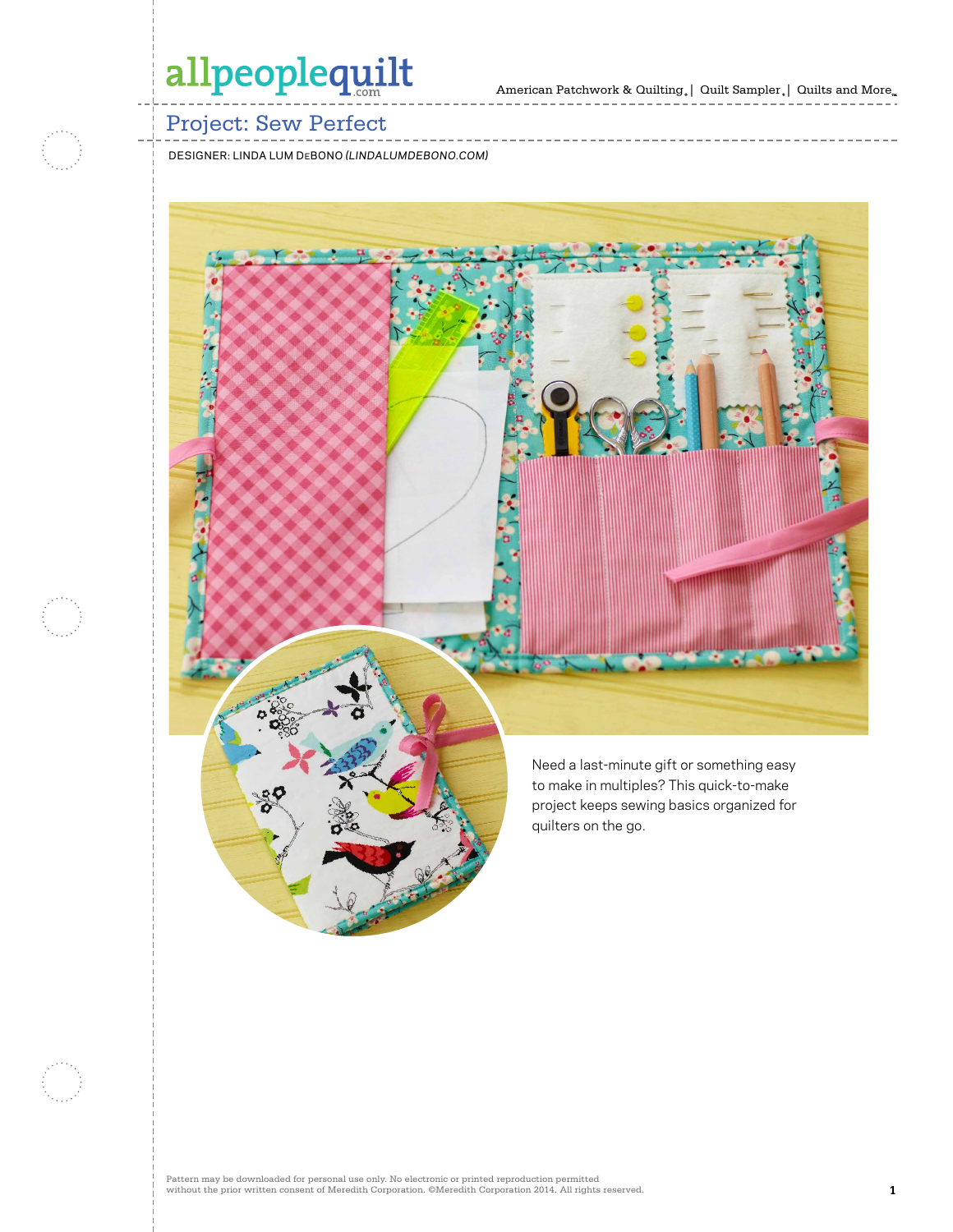# Project: Sew Perfect

DESIGNER: LINDA LUM DEBONO *(LINDALUMDEBONO.COM)*

Need a last-minute gift or something easy to make in multiples? This quick-to-make project keeps sewing basics organized for quilters on the go.

Pattern may be downloaded for personal use only. No electronic or printed reproduction permitted without the prior written consent of Meredith Corporation. ©Meredith Corporation 2014. All rights reserved.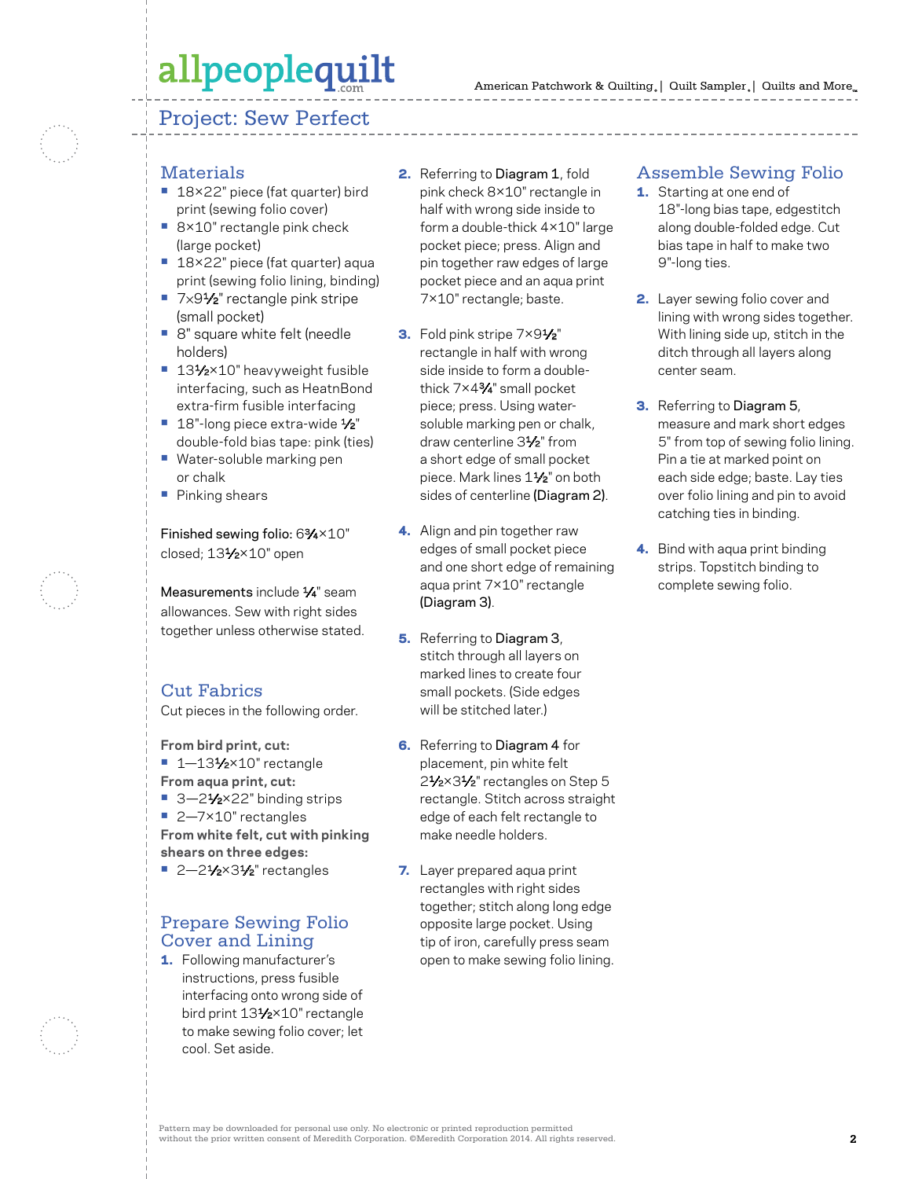# Project: Sew Perfect

## Materials

- 18×22" piece (fat quarter) bird print (sewing folio cover)
- 8×10" rectangle pink check (large pocket)
- 18×22" piece (fat quarter) aqua print (sewing folio lining, binding)
- 7×9½" rectangle pink stripe (small pocket)
- 8" square white felt (needle holders)
- 13½×10" heavyweight fusible interfacing, such as HeatnBond extra-firm fusible interfacing
- 18"-long piece extra-wide ½" double-fold bias tape: pink (ties)
- Water-soluble marking pen or chalk
- Pinking shears

**Finished sewing folio:** 6¾×10" closed; 13½×10" open

**Measurements** include ¼" seam allowances. Sew with right sides together unless otherwise stated.

## Cut Fabrics

Cut pieces in the following order.

**From bird print, cut:**

- 1—13½×10" rectangle

**From aqua print, cut:**

- 3—2½×22" binding strips
- 2—7×10" rectangles

**From white felt, cut with pinking shears on three edges:**

- 2—2½×3½" rectangles

## Prepare Sewing Folio Cover and Lining

1. Following manufacturer's instructions, press fusible interfacing onto wrong side of bird print 13½×10" rectangle to make sewing folio cover; let cool. Set aside.
2. Referring to Diagram 1, fold pink check 8×10" rectangle in half with wrong side inside to form a double-thick 4×10" large pocket piece; press. Align and pin together raw edges of large pocket piece and an aqua print 7×10" rectangle; baste.
3. Fold pink stripe 7×9½" rectangle in half with wrong side inside to form a double-thick 7×4¾" small pocket piece; press. Using water-soluble marking pen or chalk, draw centerline 3½" from a short edge of small pocket piece. Mark lines 1½" on both sides of centerline (Diagram 2).
4. Align and pin together raw edges of small pocket piece and one short edge of remaining aqua print 7×10" rectangle (Diagram 3).
5. Referring to Diagram 3, stitch through all layers on marked lines to create four small pockets. (Side edges will be stitched later.)
6. Referring to Diagram 4 for placement, pin white felt 2½×3½" rectangles on Step 5 rectangle. Stitch across straight edge of each felt rectangle to make needle holders.
7. Layer prepared aqua print rectangles with right sides together; stitch along long edge opposite large pocket. Using tip of iron, carefully press seam open to make sewing folio lining.

## Assemble Sewing Folio

1. Starting at one end of 18"-long bias tape, edgestitch along double-folded edge. Cut bias tape in half to make two 9"-long ties.
2. Layer sewing folio cover and lining with wrong sides together. With lining side up, stitch in the ditch through all layers along center seam.
3. Referring to Diagram 5, measure and mark short edges 5" from top of sewing folio lining. Pin a tie at marked point on each side edge; baste. Lay ties over folio lining and pin to avoid catching ties in binding.
4. Bind with aqua print binding strips. Topstitch binding to complete sewing folio.

Pattern may be downloaded for personal use only. No electronic or printed reproduction permitted without the prior written consent of Meredith Corporation. ©Meredith Corporation 2014. All rights reserved.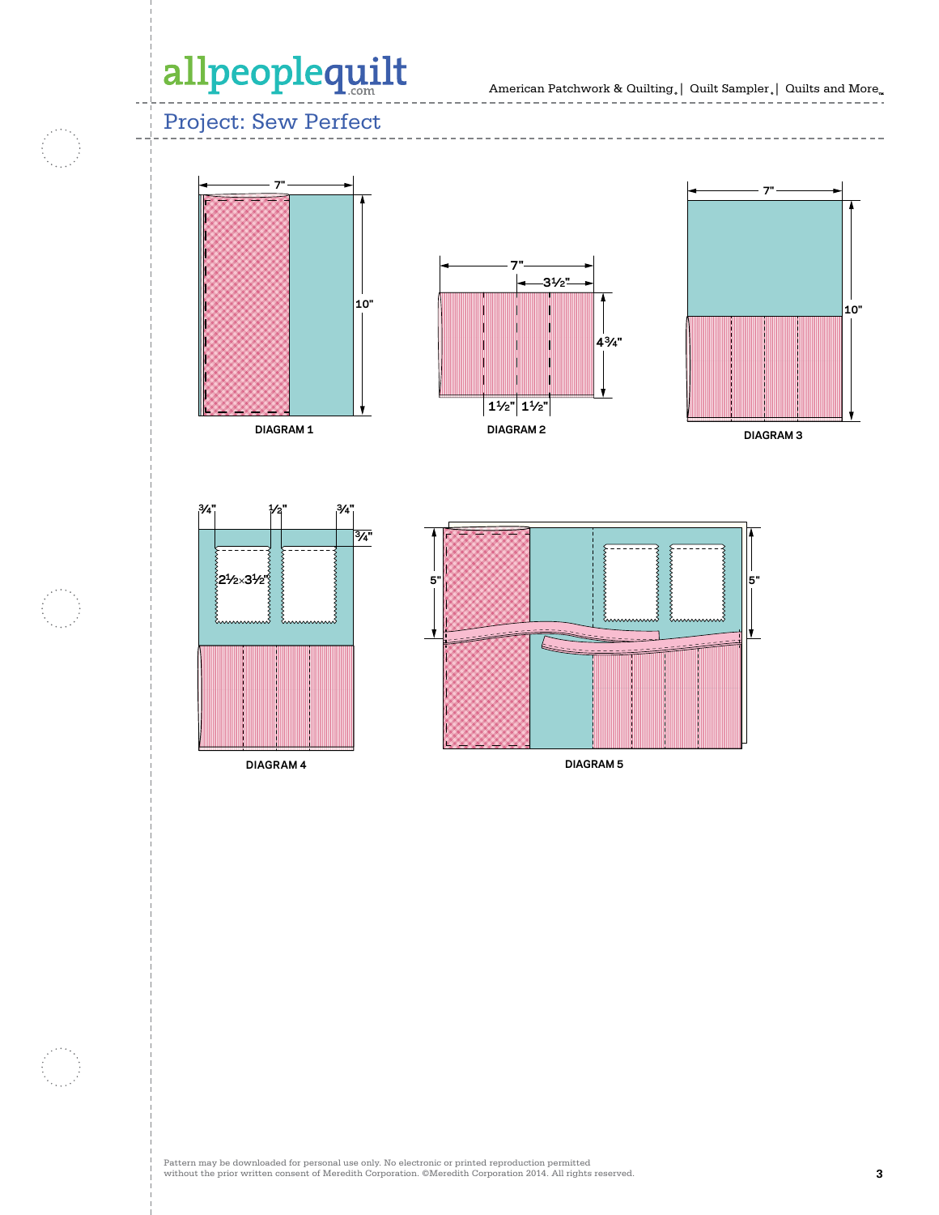## Project: Sew Perfect

7"

10"

DIAGRAM 1

7"

3½"

4¾"

1½" 1½"

DIAGRAM 2

7"

10"

DIAGRAM 3

¾" ½" ¾"

¾"

2½×3½"

DIAGRAM 4

5"

5"

DIAGRAM 5

Pattern may be downloaded for personal use only. No electronic or printed reproduction permitted without the prior written consent of Meredith Corporation. ©Meredith Corporation 2014. All rights reserved.